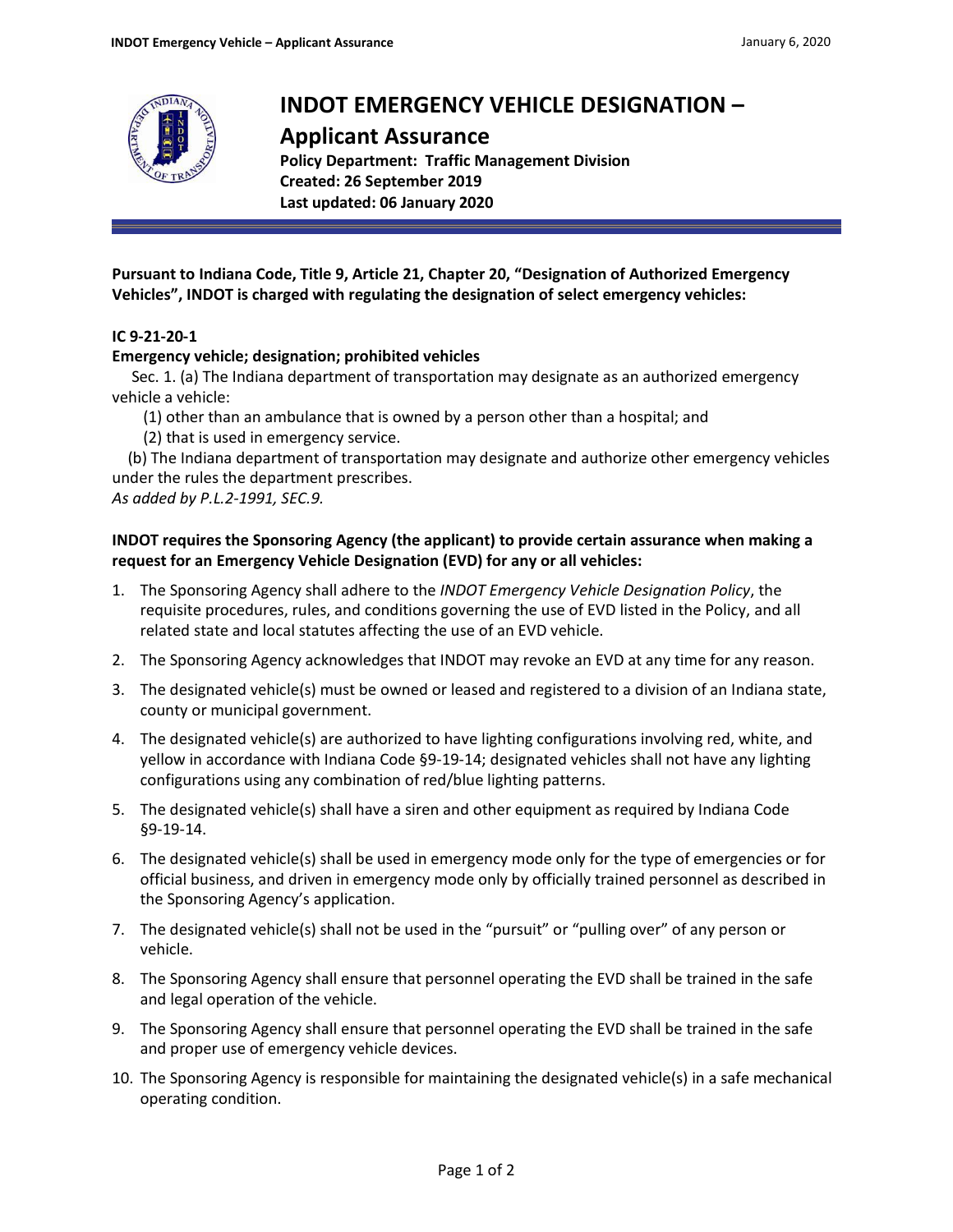# INDOT EMERGENCY VEHICLE DESIGNATION – Applicant Assurance

**Policy Department: Traffic Management Division**
**Created: 26 September 2019**
**Last updated: 06 January 2020**

**Pursuant to Indiana Code, Title 9, Article 21, Chapter 20, "Designation of Authorized Emergency Vehicles", INDOT is charged with regulating the designation of select emergency vehicles:**

**IC 9-21-20-1**

**Emergency vehicle; designation; prohibited vehicles**

Sec. 1. (a) The Indiana department of transportation may designate as an authorized emergency vehicle a vehicle:

(1) other than an ambulance that is owned by a person other than a hospital; and

(2) that is used in emergency service.

(b) The Indiana department of transportation may designate and authorize other emergency vehicles under the rules the department prescribes.

*As added by P.L.2-1991, SEC.9.*

**INDOT requires the Sponsoring Agency (the applicant) to provide certain assurance when making a request for an Emergency Vehicle Designation (EVD) for any or all vehicles:**

1. The Sponsoring Agency shall adhere to the *INDOT Emergency Vehicle Designation Policy*, the requisite procedures, rules, and conditions governing the use of EVD listed in the Policy, and all related state and local statutes affecting the use of an EVD vehicle.
2. The Sponsoring Agency acknowledges that INDOT may revoke an EVD at any time for any reason.
3. The designated vehicle(s) must be owned or leased and registered to a division of an Indiana state, county or municipal government.
4. The designated vehicle(s) are authorized to have lighting configurations involving red, white, and yellow in accordance with Indiana Code §9-19-14; designated vehicles shall not have any lighting configurations using any combination of red/blue lighting patterns.
5. The designated vehicle(s) shall have a siren and other equipment as required by Indiana Code §9-19-14.
6. The designated vehicle(s) shall be used in emergency mode only for the type of emergencies or for official business, and driven in emergency mode only by officially trained personnel as described in the Sponsoring Agency's application.
7. The designated vehicle(s) shall not be used in the "pursuit" or "pulling over" of any person or vehicle.
8. The Sponsoring Agency shall ensure that personnel operating the EVD shall be trained in the safe and legal operation of the vehicle.
9. The Sponsoring Agency shall ensure that personnel operating the EVD shall be trained in the safe and proper use of emergency vehicle devices.
10. The Sponsoring Agency is responsible for maintaining the designated vehicle(s) in a safe mechanical operating condition.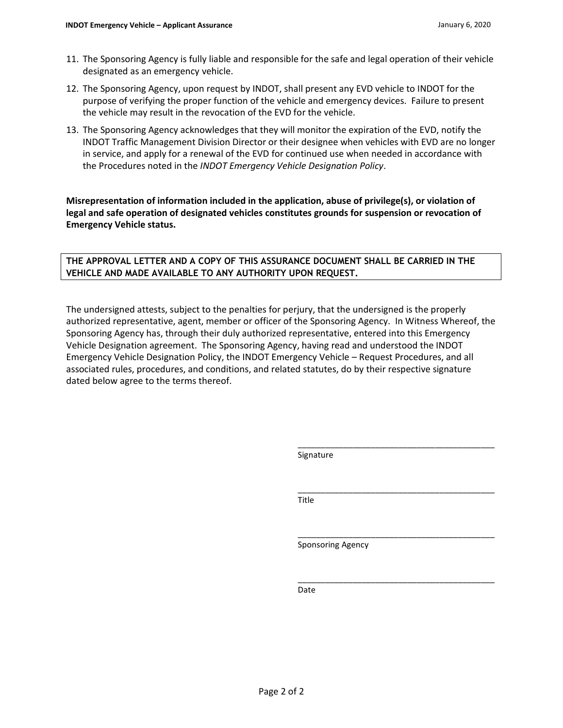11. The Sponsoring Agency is fully liable and responsible for the safe and legal operation of their vehicle designated as an emergency vehicle.
12. The Sponsoring Agency, upon request by INDOT, shall present any EVD vehicle to INDOT for the purpose of verifying the proper function of the vehicle and emergency devices. Failure to present the vehicle may result in the revocation of the EVD for the vehicle.
13. The Sponsoring Agency acknowledges that they will monitor the expiration of the EVD, notify the INDOT Traffic Management Division Director or their designee when vehicles with EVD are no longer in service, and apply for a renewal of the EVD for continued use when needed in accordance with the Procedures noted in the *INDOT Emergency Vehicle Designation Policy*.

**Misrepresentation of information included in the application, abuse of privilege(s), or violation of legal and safe operation of designated vehicles constitutes grounds for suspension or revocation of Emergency Vehicle status.**

**THE APPROVAL LETTER AND A COPY OF THIS ASSURANCE DOCUMENT SHALL BE CARRIED IN THE VEHICLE AND MADE AVAILABLE TO ANY AUTHORITY UPON REQUEST.**

The undersigned attests, subject to the penalties for perjury, that the undersigned is the properly authorized representative, agent, member or officer of the Sponsoring Agency. In Witness Whereof, the Sponsoring Agency has, through their duly authorized representative, entered into this Emergency Vehicle Designation agreement. The Sponsoring Agency, having read and understood the INDOT Emergency Vehicle Designation Policy, the INDOT Emergency Vehicle – Request Procedures, and all associated rules, procedures, and conditions, and related statutes, do by their respective signature dated below agree to the terms thereof.

\_\_\_\_\_\_\_\_\_\_\_\_\_\_\_\_\_\_\_\_\_\_\_\_\_\_\_\_\_\_\_\_\_\_\_\_\_\_\_\_\_\_\_\_
Signature

\_\_\_\_\_\_\_\_\_\_\_\_\_\_\_\_\_\_\_\_\_\_\_\_\_\_\_\_\_\_\_\_\_\_\_\_\_\_\_\_\_\_\_\_
Title

\_\_\_\_\_\_\_\_\_\_\_\_\_\_\_\_\_\_\_\_\_\_\_\_\_\_\_\_\_\_\_\_\_\_\_\_\_\_\_\_\_\_\_\_
Sponsoring Agency

\_\_\_\_\_\_\_\_\_\_\_\_\_\_\_\_\_\_\_\_\_\_\_\_\_\_\_\_\_\_\_\_\_\_\_\_\_\_\_\_\_\_\_\_
Date